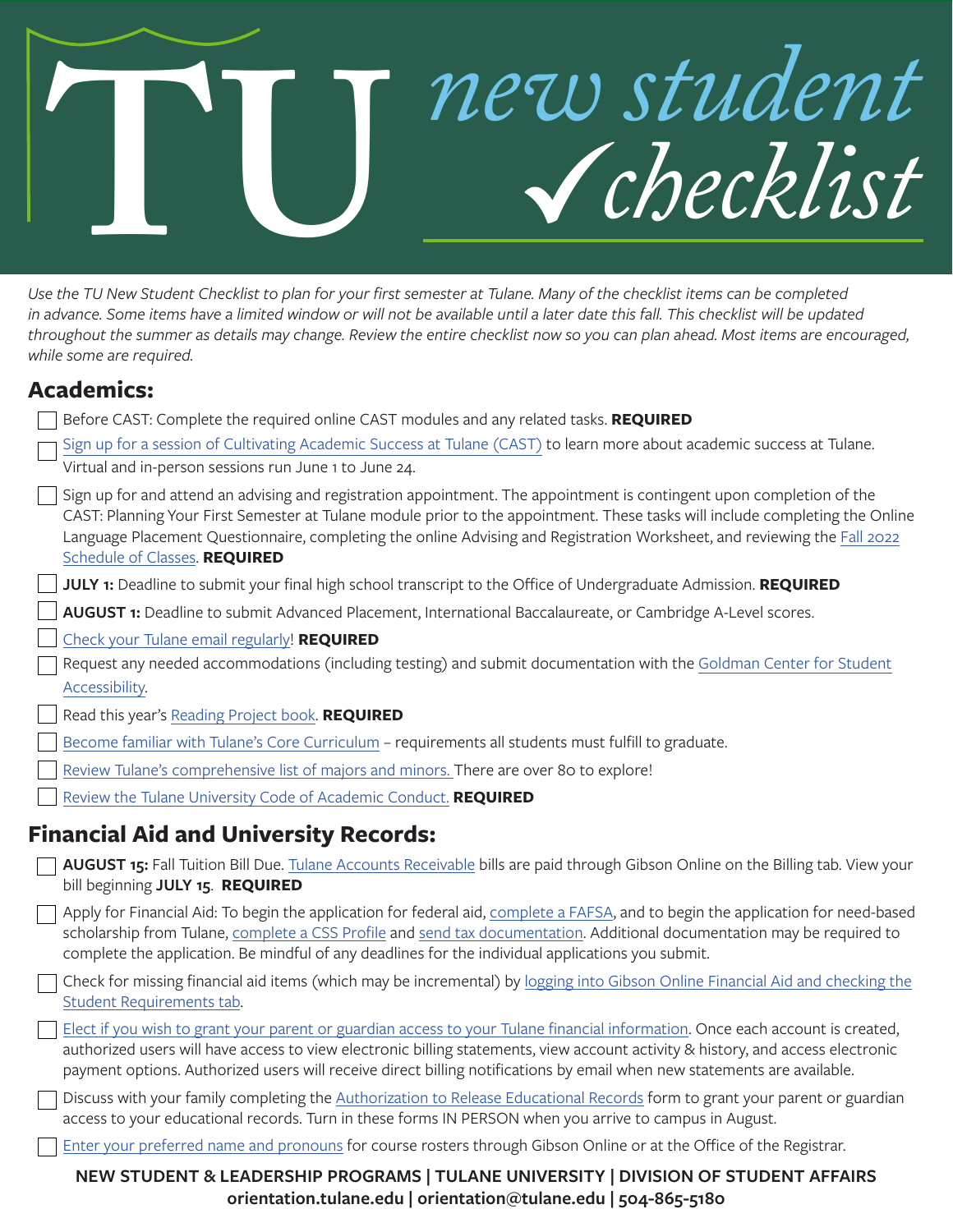# TU *new student* ✓*checklist*

*Use the TU New Student Checklist to plan for your first semester at Tulane. Many of the checklist items can be completed in advance. Some items have a limited window or will not be available until a later date this fall. This checklist will be updated throughout the summer as details may change. Review the entire checklist now so you can plan ahead. Most items are encouraged, while some are required.*

## Academics:

- [ ] Before CAST: Complete the required online CAST modules and any related tasks. **REQUIRED**
- [ ] Sign up for a session of Cultivating Academic Success at Tulane (CAST) to learn more about academic success at Tulane. Virtual and in-person sessions run June 1 to June 24.
- [ ] Sign up for and attend an advising and registration appointment. The appointment is contingent upon completion of the CAST: Planning Your First Semester at Tulane module prior to the appointment. These tasks will include completing the Online Language Placement Questionnaire, completing the online Advising and Registration Worksheet, and reviewing the Fall 2022 Schedule of Classes. **REQUIRED**
- [ ] **JULY 1:** Deadline to submit your final high school transcript to the Office of Undergraduate Admission. **REQUIRED**
- [ ] **AUGUST 1:** Deadline to submit Advanced Placement, International Baccalaureate, or Cambridge A-Level scores.
- [ ] Check your Tulane email regularly! **REQUIRED**
- [ ] Request any needed accommodations (including testing) and submit documentation with the Goldman Center for Student Accessibility.
- [ ] Read this year's Reading Project book. **REQUIRED**
- [ ] Become familiar with Tulane's Core Curriculum – requirements all students must fulfill to graduate.
- [ ] Review Tulane's comprehensive list of majors and minors. There are over 80 to explore!
- [ ] Review the Tulane University Code of Academic Conduct. **REQUIRED**

## Financial Aid and University Records:

- [ ] **AUGUST 15:** Fall Tuition Bill Due. Tulane Accounts Receivable bills are paid through Gibson Online on the Billing tab. View your bill beginning **JULY 15**. **REQUIRED**
- [ ] Apply for Financial Aid: To begin the application for federal aid, complete a FAFSA, and to begin the application for need-based scholarship from Tulane, complete a CSS Profile and send tax documentation. Additional documentation may be required to complete the application. Be mindful of any deadlines for the individual applications you submit.
- [ ] Check for missing financial aid items (which may be incremental) by logging into Gibson Online Financial Aid and checking the Student Requirements tab.
- [ ] Elect if you wish to grant your parent or guardian access to your Tulane financial information. Once each account is created, authorized users will have access to view electronic billing statements, view account activity & history, and access electronic payment options. Authorized users will receive direct billing notifications by email when new statements are available.
- [ ] Discuss with your family completing the Authorization to Release Educational Records form to grant your parent or guardian access to your educational records. Turn in these forms IN PERSON when you arrive to campus in August.
- [ ] Enter your preferred name and pronouns for course rosters through Gibson Online or at the Office of the Registrar.

**NEW STUDENT & LEADERSHIP PROGRAMS | TULANE UNIVERSITY | DIVISION OF STUDENT AFFAIRS**
**orientation.tulane.edu | orientation@tulane.edu | 504-865-5180**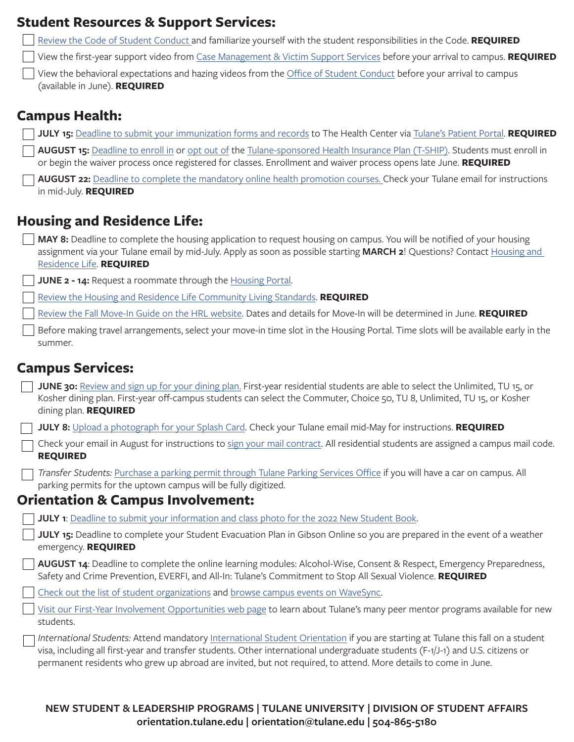## Student Resources & Support Services:

- [ ] Review the Code of Student Conduct and familiarize yourself with the student responsibilities in the Code. **REQUIRED**
- [ ] View the first-year support video from Case Management & Victim Support Services before your arrival to campus. **REQUIRED**
- [ ] View the behavioral expectations and hazing videos from the Office of Student Conduct before your arrival to campus (available in June). **REQUIRED**

## Campus Health:

- [ ] **JULY 15:** Deadline to submit your immunization forms and records to The Health Center via Tulane's Patient Portal. **REQUIRED**
- [ ] **AUGUST 15:** Deadline to enroll in or opt out of the Tulane-sponsored Health Insurance Plan (T-SHIP). Students must enroll in or begin the waiver process once registered for classes. Enrollment and waiver process opens late June. **REQUIRED**
- [ ] **AUGUST 22:** Deadline to complete the mandatory online health promotion courses. Check your Tulane email for instructions in mid-July. **REQUIRED**

## Housing and Residence Life:

- [ ] **MAY 8:** Deadline to complete the housing application to request housing on campus. You will be notified of your housing assignment via your Tulane email by mid-July. Apply as soon as possible starting **MARCH 2**! Questions? Contact Housing and Residence Life. **REQUIRED**
- [ ] **JUNE 2 - 14:** Request a roommate through the Housing Portal.
- [ ] Review the Housing and Residence Life Community Living Standards. **REQUIRED**
- [ ] Review the Fall Move-In Guide on the HRL website. Dates and details for Move-In will be determined in June. **REQUIRED**
- [ ] Before making travel arrangements, select your move-in time slot in the Housing Portal. Time slots will be available early in the summer.

## Campus Services:

- [ ] **JUNE 30:** Review and sign up for your dining plan. First-year residential students are able to select the Unlimited, TU 15, or Kosher dining plan. First-year off-campus students can select the Commuter, Choice 50, TU 8, Unlimited, TU 15, or Kosher dining plan. **REQUIRED**
- [ ] **JULY 8:** Upload a photograph for your Splash Card. Check your Tulane email mid-May for instructions. **REQUIRED**
- [ ] Check your email in August for instructions to sign your mail contract. All residential students are assigned a campus mail code. **REQUIRED**
- [ ] *Transfer Students:* Purchase a parking permit through Tulane Parking Services Office if you will have a car on campus. All parking permits for the uptown campus will be fully digitized.

## Orientation & Campus Involvement:

- [ ] **JULY 1**: Deadline to submit your information and class photo for the 2022 New Student Book.
- [ ] **JULY 15:** Deadline to complete your Student Evacuation Plan in Gibson Online so you are prepared in the event of a weather emergency. **REQUIRED**
- [ ] **AUGUST 14**: Deadline to complete the online learning modules: Alcohol-Wise, Consent & Respect, Emergency Preparedness, Safety and Crime Prevention, EVERFI, and All-In: Tulane's Commitment to Stop All Sexual Violence. **REQUIRED**
- [ ] Check out the list of student organizations and browse campus events on WaveSync.
- [ ] Visit our First-Year Involvement Opportunities web page to learn about Tulane's many peer mentor programs available for new students.
- [ ] *International Students:* Attend mandatory International Student Orientation if you are starting at Tulane this fall on a student visa, including all first-year and transfer students. Other international undergraduate students (F-1/J-1) and U.S. citizens or permanent residents who grew up abroad are invited, but not required, to attend. More details to come in June.

**NEW STUDENT & LEADERSHIP PROGRAMS | TULANE UNIVERSITY | DIVISION OF STUDENT AFFAIRS**
**orientation.tulane.edu | orientation@tulane.edu | 504-865-5180**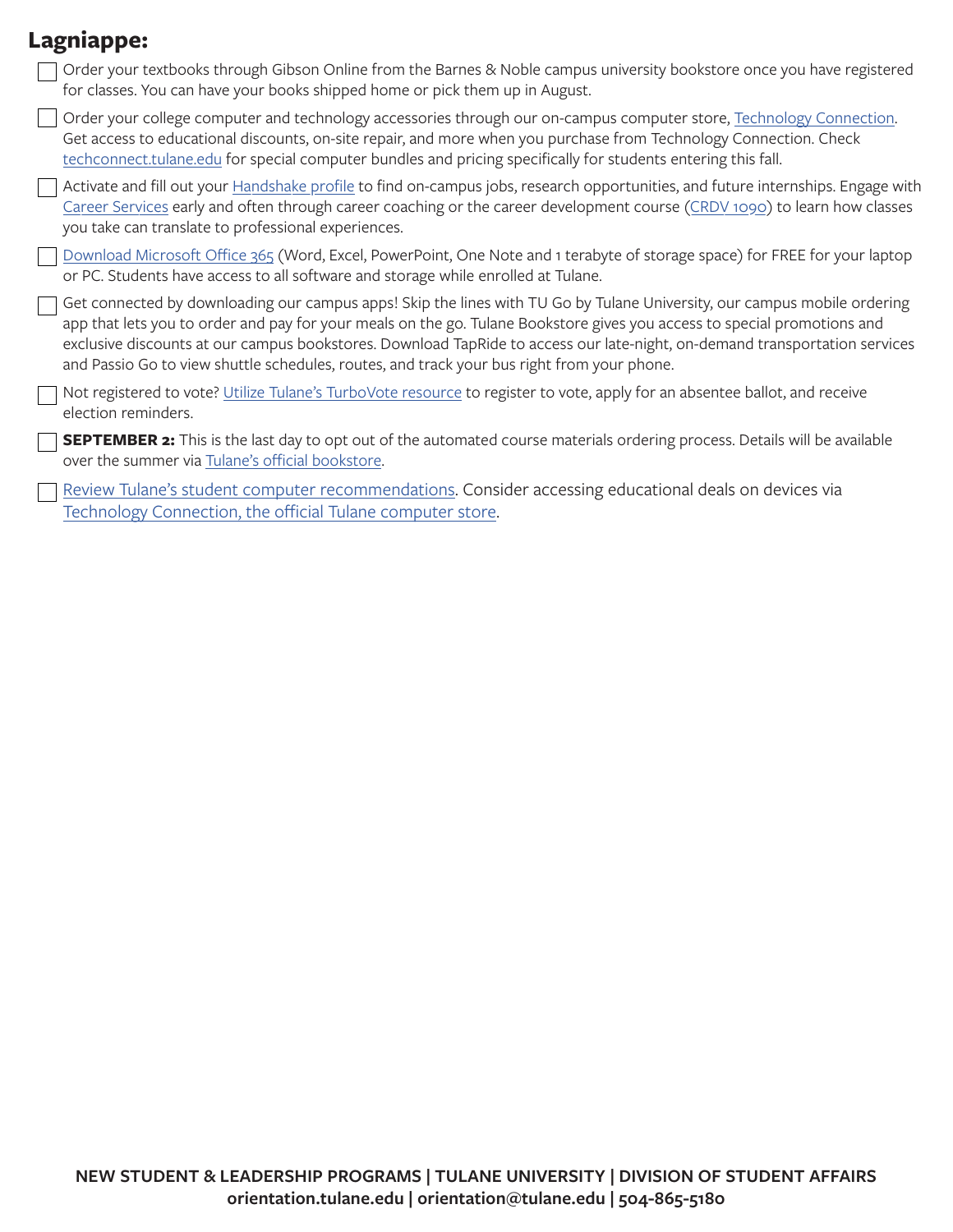## Lagniappe:

- [ ] Order your textbooks through Gibson Online from the Barnes & Noble campus university bookstore once you have registered for classes. You can have your books shipped home or pick them up in August.
- [ ] Order your college computer and technology accessories through our on-campus computer store, Technology Connection. Get access to educational discounts, on-site repair, and more when you purchase from Technology Connection. Check techconnect.tulane.edu for special computer bundles and pricing specifically for students entering this fall.
- [ ] Activate and fill out your Handshake profile to find on-campus jobs, research opportunities, and future internships. Engage with Career Services early and often through career coaching or the career development course (CRDV 1090) to learn how classes you take can translate to professional experiences.
- [ ] Download Microsoft Office 365 (Word, Excel, PowerPoint, One Note and 1 terabyte of storage space) for FREE for your laptop or PC. Students have access to all software and storage while enrolled at Tulane.
- [ ] Get connected by downloading our campus apps! Skip the lines with TU Go by Tulane University, our campus mobile ordering app that lets you to order and pay for your meals on the go. Tulane Bookstore gives you access to special promotions and exclusive discounts at our campus bookstores. Download TapRide to access our late-night, on-demand transportation services and Passio Go to view shuttle schedules, routes, and track your bus right from your phone.
- [ ] Not registered to vote? Utilize Tulane's TurboVote resource to register to vote, apply for an absentee ballot, and receive election reminders.
- [ ] **SEPTEMBER 2:** This is the last day to opt out of the automated course materials ordering process. Details will be available over the summer via Tulane's official bookstore.
- [ ] Review Tulane's student computer recommendations. Consider accessing educational deals on devices via Technology Connection, the official Tulane computer store.

**NEW STUDENT & LEADERSHIP PROGRAMS | TULANE UNIVERSITY | DIVISION OF STUDENT AFFAIRS**
**orientation.tulane.edu | orientation@tulane.edu | 504-865-5180**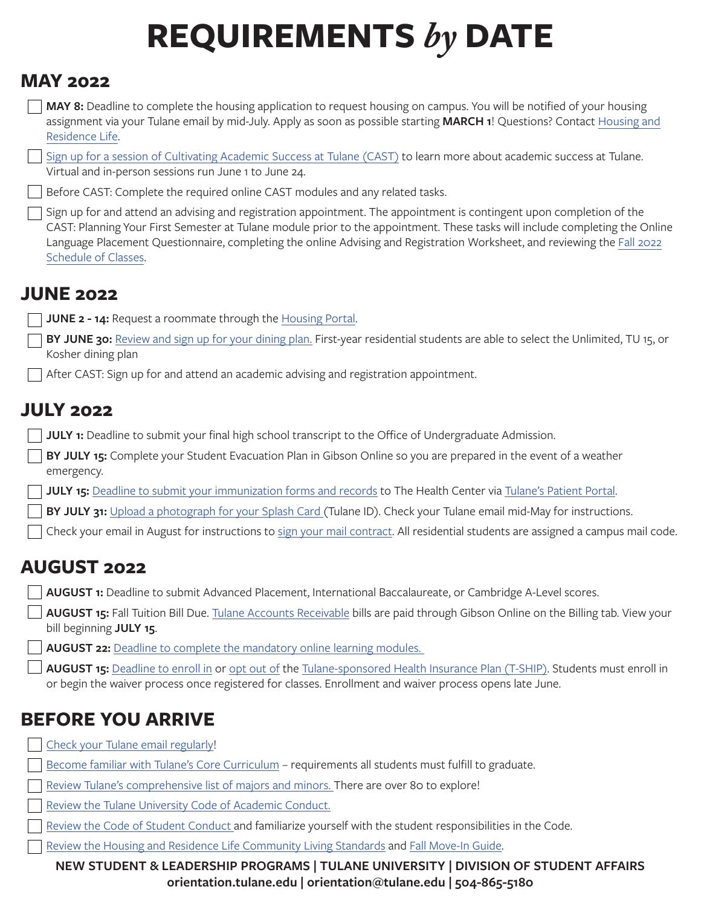# REQUIREMENTS *by* DATE

## MAY 2022

- [ ] **MAY 8:** Deadline to complete the housing application to request housing on campus. You will be notified of your housing assignment via your Tulane email by mid-July. Apply as soon as possible starting **MARCH 1**! Questions? Contact Housing and Residence Life.
- [ ] Sign up for a session of Cultivating Academic Success at Tulane (CAST) to learn more about academic success at Tulane. Virtual and in-person sessions run June 1 to June 24.
- [ ] Before CAST: Complete the required online CAST modules and any related tasks.
- [ ] Sign up for and attend an advising and registration appointment. The appointment is contingent upon completion of the CAST: Planning Your First Semester at Tulane module prior to the appointment. These tasks will include completing the Online Language Placement Questionnaire, completing the online Advising and Registration Worksheet, and reviewing the Fall 2022 Schedule of Classes.

## JUNE 2022

- [ ] **JUNE 2 - 14:** Request a roommate through the Housing Portal.
- [ ] **BY JUNE 30:** Review and sign up for your dining plan. First-year residential students are able to select the Unlimited, TU 15, or Kosher dining plan
- [ ] After CAST: Sign up for and attend an academic advising and registration appointment.

## JULY 2022

- [ ] **JULY 1:** Deadline to submit your final high school transcript to the Office of Undergraduate Admission.
- [ ] **BY JULY 15:** Complete your Student Evacuation Plan in Gibson Online so you are prepared in the event of a weather emergency.
- [ ] **JULY 15:** Deadline to submit your immunization forms and records to The Health Center via Tulane's Patient Portal.
- [ ] **BY JULY 31:** Upload a photograph for your Splash Card (Tulane ID). Check your Tulane email mid-May for instructions.
- [ ] Check your email in August for instructions to sign your mail contract. All residential students are assigned a campus mail code.

## AUGUST 2022

- [ ] **AUGUST 1:** Deadline to submit Advanced Placement, International Baccalaureate, or Cambridge A-Level scores.
- [ ] **AUGUST 15:** Fall Tuition Bill Due. Tulane Accounts Receivable bills are paid through Gibson Online on the Billing tab. View your bill beginning **JULY 15**.
- [ ] **AUGUST 22:** Deadline to complete the mandatory online learning modules.
- [ ] **AUGUST 15:** Deadline to enroll in or opt out of the Tulane-sponsored Health Insurance Plan (T-SHIP). Students must enroll in or begin the waiver process once registered for classes. Enrollment and waiver process opens late June.

## BEFORE YOU ARRIVE

- [ ] Check your Tulane email regularly!
- [ ] Become familiar with Tulane's Core Curriculum – requirements all students must fulfill to graduate.
- [ ] Review Tulane's comprehensive list of majors and minors. There are over 80 to explore!
- [ ] Review the Tulane University Code of Academic Conduct.
- [ ] Review the Code of Student Conduct and familiarize yourself with the student responsibilities in the Code.
- [ ] Review the Housing and Residence Life Community Living Standards and Fall Move-In Guide.

**NEW STUDENT & LEADERSHIP PROGRAMS | TULANE UNIVERSITY | DIVISION OF STUDENT AFFAIRS**
**orientation.tulane.edu | orientation@tulane.edu | 504-865-5180**